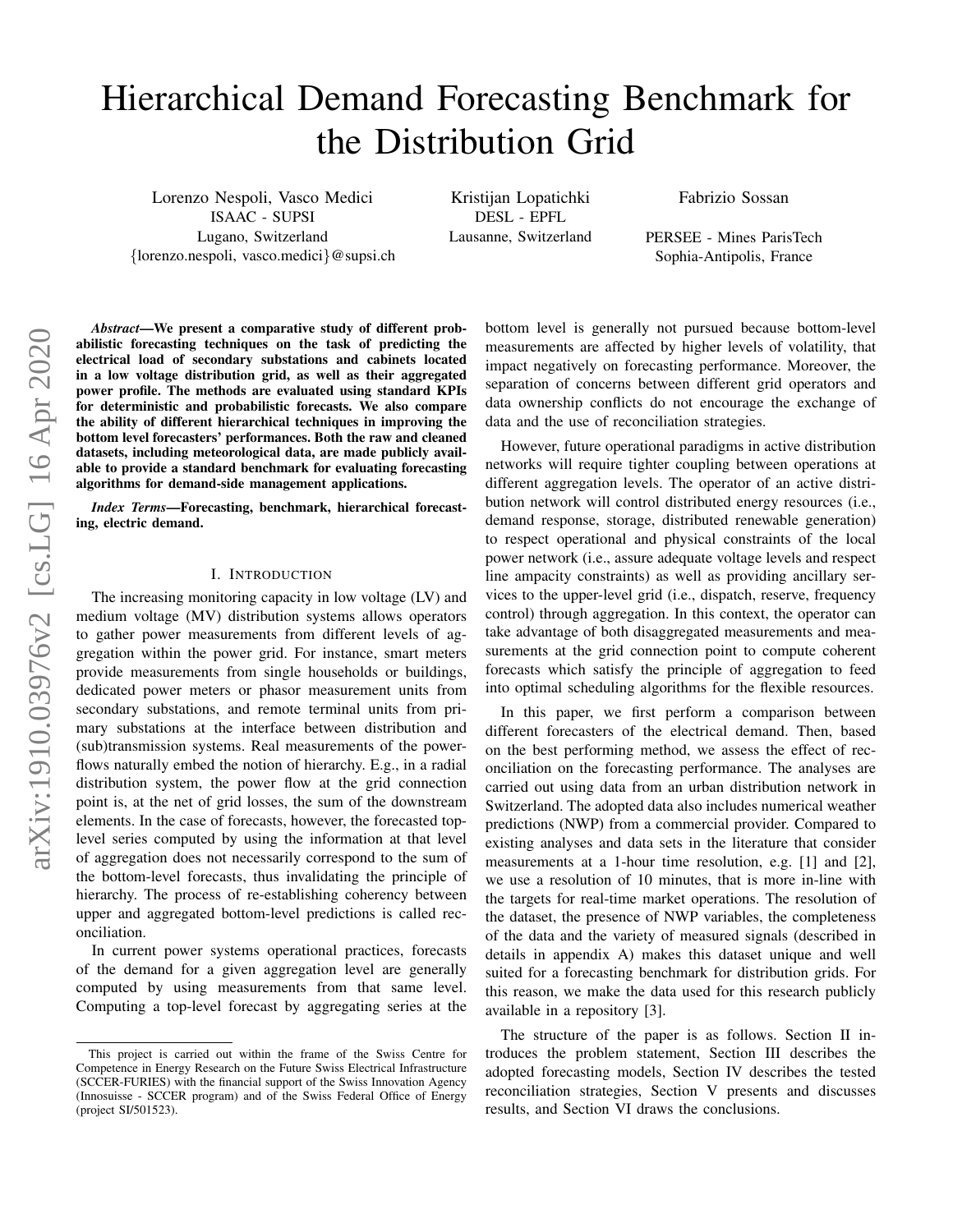# Hierarchical Demand Forecasting Benchmark for the Distribution Grid

Lorenzo Nespoli, Vasco Medici
ISAAC - SUPSI
Lugano, Switzerland
{lorenzo.nespoli, vasco.medici}@supsi.ch

Kristijan Lopatichki
DESL - EPFL
Lausanne, Switzerland

Fabrizio Sossan
PERSEE - Mines ParisTech
Sophia-Antipolis, France

***Abstract*—We present a comparative study of different probabilistic forecasting techniques on the task of predicting the electrical load of secondary substations and cabinets located in a low voltage distribution grid, as well as their aggregated power profile. The methods are evaluated using standard KPIs for deterministic and probabilistic forecasts. We also compare the ability of different hierarchical techniques in improving the bottom level forecasters' performances. Both the raw and cleaned datasets, including meteorological data, are made publicly available to provide a standard benchmark for evaluating forecasting algorithms for demand-side management applications.**

***Index Terms*—Forecasting, benchmark, hierarchical forecasting, electric demand.**

## I. Introduction

The increasing monitoring capacity in low voltage (LV) and medium voltage (MV) distribution systems allows operators to gather power measurements from different levels of aggregation within the power grid. For instance, smart meters provide measurements from single households or buildings, dedicated power meters or phasor measurement units from secondary substations, and remote terminal units from primary substations at the interface between distribution and (sub)transmission systems. Real measurements of the power-flows naturally embed the notion of hierarchy. E.g., in a radial distribution system, the power flow at the grid connection point is, at the net of grid losses, the sum of the downstream elements. In the case of forecasts, however, the forecasted top-level series computed by using the information at that level of aggregation does not necessarily correspond to the sum of the bottom-level forecasts, thus invalidating the principle of hierarchy. The process of re-establishing coherency between upper and aggregated bottom-level predictions is called reconciliation.

In current power systems operational practices, forecasts of the demand for a given aggregation level are generally computed by using measurements from that same level. Computing a top-level forecast by aggregating series at the bottom level is generally not pursued because bottom-level measurements are affected by higher levels of volatility, that impact negatively on forecasting performance. Moreover, the separation of concerns between different grid operators and data ownership conflicts do not encourage the exchange of data and the use of reconciliation strategies.

However, future operational paradigms in active distribution networks will require tighter coupling between operations at different aggregation levels. The operator of an active distribution network will control distributed energy resources (i.e., demand response, storage, distributed renewable generation) to respect operational and physical constraints of the local power network (i.e., assure adequate voltage levels and respect line ampacity constraints) as well as providing ancillary services to the upper-level grid (i.e., dispatch, reserve, frequency control) through aggregation. In this context, the operator can take advantage of both disaggregated measurements and measurements at the grid connection point to compute coherent forecasts which satisfy the principle of aggregation to feed into optimal scheduling algorithms for the flexible resources.

In this paper, we first perform a comparison between different forecasters of the electrical demand. Then, based on the best performing method, we assess the effect of reconciliation on the forecasting performance. The analyses are carried out using data from an urban distribution network in Switzerland. The adopted data also includes numerical weather predictions (NWP) from a commercial provider. Compared to existing analyses and data sets in the literature that consider measurements at a 1-hour time resolution, e.g. [1] and [2], we use a resolution of 10 minutes, that is more in-line with the targets for real-time market operations. The resolution of the dataset, the presence of NWP variables, the completeness of the data and the variety of measured signals (described in details in appendix A) makes this dataset unique and well suited for a forecasting benchmark for distribution grids. For this reason, we make the data used for this research publicly available in a repository [3].

The structure of the paper is as follows. Section II introduces the problem statement, Section III describes the adopted forecasting models, Section IV describes the tested reconciliation strategies, Section V presents and discusses results, and Section VI draws the conclusions.

This project is carried out within the frame of the Swiss Centre for Competence in Energy Research on the Future Swiss Electrical Infrastructure (SCCER-FURIES) with the financial support of the Swiss Innovation Agency (Innosuisse - SCCER program) and of the Swiss Federal Office of Energy (project SI/501523).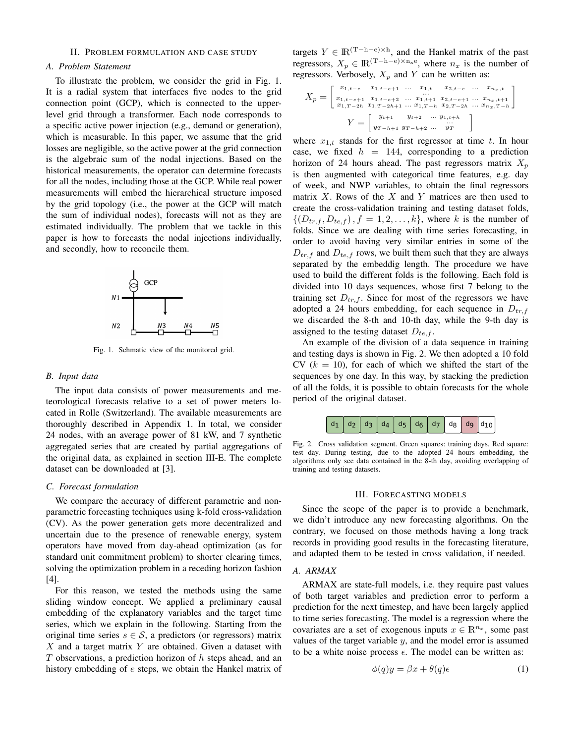## II. Problem formulation and case study

### A. Problem Statement

To illustrate the problem, we consider the grid in Fig. 1. It is a radial system that interfaces five nodes to the grid connection point (GCP), which is connected to the upper-level grid through a transformer. Each node corresponds to a specific active power injection (e.g., demand or generation), which is measurable. In this paper, we assume that the grid losses are negligible, so the active power at the grid connection is the algebraic sum of the nodal injections. Based on the historical measurements, the operator can determine forecasts for all the nodes, including those at the GCP. While real power measurements will embed the hierarchical structure imposed by the grid topology (i.e., the power at the GCP will match the sum of individual nodes), forecasts will not as they are estimated individually. The problem that we tackle in this paper is how to forecasts the nodal injections individually, and secondly, how to reconcile them.

Fig. 1. Schmatic view of the monitored grid.

### B. Input data

The input data consists of power measurements and meteorological forecasts relative to a set of power meters located in Rolle (Switzerland). The available measurements are thoroughly described in Appendix 1. In total, we consider 24 nodes, with an average power of 81 kW, and 7 synthetic aggregated series that are created by partial aggregations of the original data, as explained in section III-E. The complete dataset can be downloaded at [3].

### C. Forecast formulation

We compare the accuracy of different parametric and non-parametric forecasting techniques using k-fold cross-validation (CV). As the power generation gets more decentralized and uncertain due to the presence of renewable energy, system operators have moved from day-ahead optimization (as for standard unit commitment problem) to shorter clearing times, solving the optimization problem in a receding horizon fashion [4].

For this reason, we tested the methods using the same sliding window concept. We applied a preliminary causal embedding of the explanatory variables and the target time series, which we explain in the following. Starting from the original time series $s \in \mathcal{S}$, a predictors (or regressors) matrix $X$ and a target matrix $Y$ are obtained. Given a dataset with $T$ observations, a prediction horizon of $h$ steps ahead, and an history embedding of $e$ steps, we obtain the Hankel matrix of targets $Y \in \mathbb{R}^{(T-h-e)\times h}$, and the Hankel matrix of the past regressors, $X_p \in \mathbb{R}^{(T-h-e)\times n_x e}$, where $n_x$ is the number of regressors. Verbosely, $X_p$ and $Y$ can be written as:

$$X_p = \begin{bmatrix} x_{1,t-e} & x_{1,t-e+1} & \dots & x_{1,t} & x_{2,t-e} & \dots & x_{n_x,t} \\ & & & \dots & & & \\ x_{1,t-e+1} & x_{1,t-e+2} & \dots & x_{1,t+1} & x_{2,t-e+1} & \dots & x_{n_x,t+1} \\ x_{1,T-2h} & x_{1,T-2h+1} & \dots & x_{1,T-h} & x_{2,T-2h} & \dots & x_{n_x,T-h} \end{bmatrix}$$

$$Y = \begin{bmatrix} y_{t+1} & y_{t+2} & \dots & y_{1,t+h} \\ & & \dots & \\ y_{T-h+1} & y_{T-h+2} & \dots & y_T \end{bmatrix}$$

where $x_{1,t}$ stands for the first regressor at time $t$. In hour case, we fixed $h = 144$, corresponding to a prediction horizon of 24 hours ahead. The past regressors matrix $X_p$ is then augmented with categorical time features, e.g. day of week, and NWP variables, to obtain the final regressors matrix $X$. Rows of the $X$ and $Y$ matrices are then used to create the cross-validation training and testing dataset folds, $\{(D_{tr,f}, D_{te,f}), f = 1, 2, \dots, k\}$, where $k$ is the number of folds. Since we are dealing with time series forecasting, in order to avoid having very similar entries in some of the $D_{tr,f}$ and $D_{te,f}$ rows, we built them such that they are always separated by the embeddig length. The procedure we have used to build the different folds is the following. Each fold is divided into 10 days sequences, whose first 7 belong to the training set $D_{tr,f}$. Since for most of the regressors we have adopted a 24 hours embedding, for each sequence in $D_{tr,f}$ we discarded the 8-th and 10-th day, while the 9-th day is assigned to the testing dataset $D_{te,f}$.

An example of the division of a data sequence in training and testing days is shown in Fig. 2. We then adopted a 10 fold CV ($k = 10$), for each of which we shifted the start of the sequences by one day. In this way, by stacking the prediction of all the folds, it is possible to obtain forecasts for the whole period of the original dataset.

Fig. 2. Cross validation segment. Green squares: training days. Red square: test day. During testing, due to the adopted 24 hours embedding, the algorithms only see data contained in the 8-th day, avoiding overlapping of training and testing datasets.

## III. Forecasting models

Since the scope of the paper is to provide a benchmark, we didn't introduce any new forecasting algorithms. On the contrary, we focused on those methods having a long track records in providing good results in the forecasting literature, and adapted them to be tested in cross validation, if needed.

### A. ARMAX

ARMAX are state-full models, i.e. they require past values of both target variables and prediction error to perform a prediction for the next timestep, and have been largely applied to time series forecasting. The model is a regression where the covariates are a set of exogenous inputs $x \in \mathbb{R}^{n_x}$, some past values of the target variable $y$, and the model error is assumed to be a white noise process $\epsilon$. The model can be written as:

$$\phi(q)y = \beta x + \theta(q)\epsilon \tag{1}$$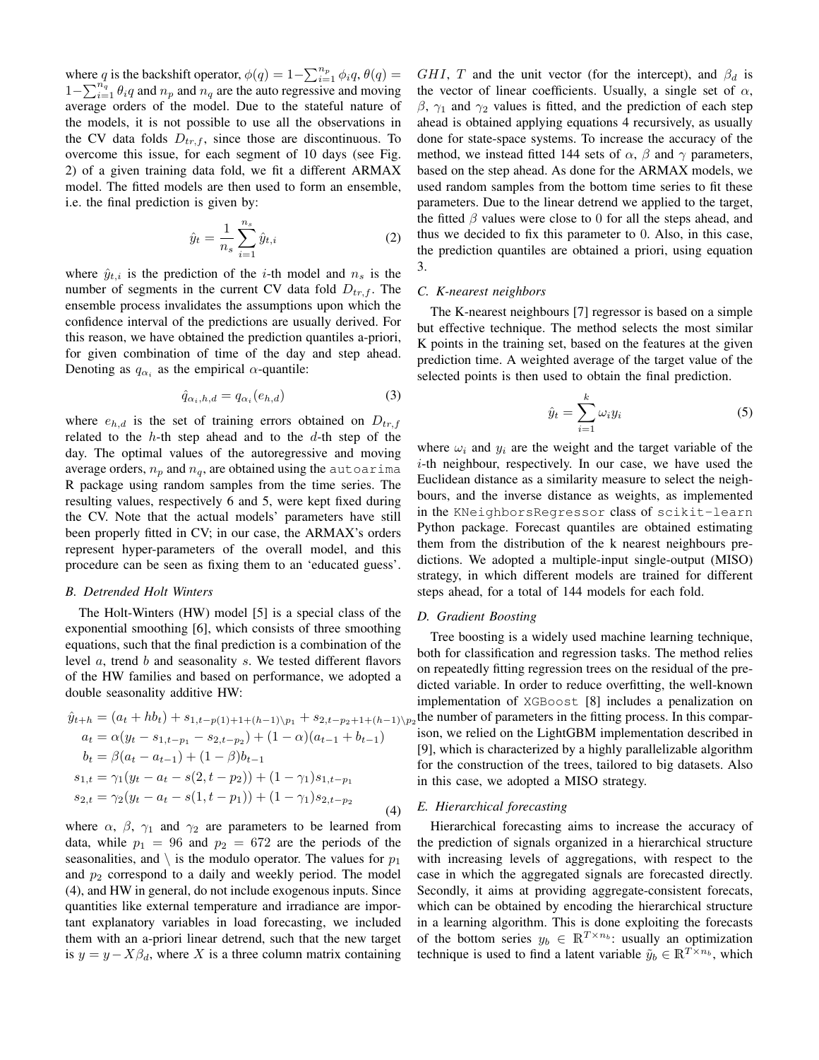where $q$ is the backshift operator, $\phi(q) = 1-\sum_{i=1}^{n_p} \phi_i q$, $\theta(q) = 1-\sum_{i=1}^{n_q} \theta_i q$ and $n_p$ and $n_q$ are the auto regressive and moving average orders of the model. Due to the stateful nature of the models, it is not possible to use all the observations in the CV data folds $D_{tr,f}$, since those are discontinuous. To overcome this issue, for each segment of 10 days (see Fig. 2) of a given training data fold, we fit a different ARMAX model. The fitted models are then used to form an ensemble, i.e. the final prediction is given by:

$$\hat{y}_t = \frac{1}{n_s} \sum_{i=1}^{n_s} \hat{y}_{t,i} \tag{2}$$

where $\hat{y}_{t,i}$ is the prediction of the $i$-th model and $n_s$ is the number of segments in the current CV data fold $D_{tr,f}$. The ensemble process invalidates the assumptions upon which the confidence interval of the predictions are usually derived. For this reason, we have obtained the prediction quantiles a-priori, for given combination of time of the day and step ahead. Denoting as $q_{\alpha_i}$ as the empirical $\alpha$-quantile:

$$\hat{q}_{\alpha_i,h,d} = q_{\alpha_i}(e_{h,d}) \tag{3}$$

where $e_{h,d}$ is the set of training errors obtained on $D_{tr,f}$ related to the $h$-th step ahead and to the $d$-th step of the day. The optimal values of the autoregressive and moving average orders, $n_p$ and $n_q$, are obtained using the `autoarima` R package using random samples from the time series. The resulting values, respectively 6 and 5, were kept fixed during the CV. Note that the actual models' parameters have still been properly fitted in CV; in our case, the ARMAX's orders represent hyper-parameters of the overall model, and this procedure can be seen as fixing them to an 'educated guess'.

### B. Detrended Holt Winters

The Holt-Winters (HW) model [5] is a special class of the exponential smoothing [6], which consists of three smoothing equations, such that the final prediction is a combination of the level $a$, trend $b$ and seasonality $s$. We tested different flavors of the HW families and based on performance, we adopted a double seasonality additive HW:

$$\begin{aligned}
\hat{y}_{t+h} &= (a_t + hb_t) + s_{1,t-p(1)+1+(h-1)\backslash p_1} + s_{2,t-p_2+1+(h-1)\backslash p_2} \\
a_t &= \alpha(y_t - s_{1,t-p_1} - s_{2,t-p_2}) + (1-\alpha)(a_{t-1} + b_{t-1}) \\
b_t &= \beta(a_t - a_{t-1}) + (1-\beta)b_{t-1} \\
s_{1,t} &= \gamma_1(y_t - a_t - s(2,t-p_2)) + (1-\gamma_1)s_{1,t-p_1} \\
s_{2,t} &= \gamma_2(y_t - a_t - s(1,t-p_1)) + (1-\gamma_1)s_{2,t-p_2}
\end{aligned} \tag{4}$$

where $\alpha$, $\beta$, $\gamma_1$ and $\gamma_2$ are parameters to be learned from data, while $p_1 = 96$ and $p_2 = 672$ are the periods of the seasonalities, and $\backslash$ is the modulo operator. The values for $p_1$ and $p_2$ correspond to a daily and weekly period. The model (4), and HW in general, do not include exogenous inputs. Since quantities like external temperature and irradiance are important explanatory variables in load forecasting, we included them with an a-priori linear detrend, such that the new target is $y = y - X\beta_d$, where $X$ is a three column matrix containing $GHI$, $T$ and the unit vector (for the intercept), and $\beta_d$ is the vector of linear coefficients. Usually, a single set of $\alpha$, $\beta$, $\gamma_1$ and $\gamma_2$ values is fitted, and the prediction of each step ahead is obtained applying equations 4 recursively, as usually done for state-space systems. To increase the accuracy of the method, we instead fitted 144 sets of $\alpha$, $\beta$ and $\gamma$ parameters, based on the step ahead. As done for the ARMAX models, we used random samples from the bottom time series to fit these parameters. Due to the linear detrend we applied to the target, the fitted $\beta$ values were close to 0 for all the steps ahead, and thus we decided to fix this parameter to 0. Also, in this case, the prediction quantiles are obtained a priori, using equation 3.

### C. K-nearest neighbors

The K-nearest neighbours [7] regressor is based on a simple but effective technique. The method selects the most similar K points in the training set, based on the features at the given prediction time. A weighted average of the target value of the selected points is then used to obtain the final prediction.

$$\hat{y}_t = \sum_{i=1}^{k} \omega_i y_i \tag{5}$$

where $\omega_i$ and $y_i$ are the weight and the target variable of the $i$-th neighbour, respectively. In our case, we have used the Euclidean distance as a similarity measure to select the neighbours, and the inverse distance as weights, as implemented in the `KNeighborsRegressor` class of `scikit-learn` Python package. Forecast quantiles are obtained estimating them from the distribution of the k nearest neighbours predictions. We adopted a multiple-input single-output (MISO) strategy, in which different models are trained for different steps ahead, for a total of 144 models for each fold.

### D. Gradient Boosting

Tree boosting is a widely used machine learning technique, both for classification and regression tasks. The method relies on repeatedly fitting regression trees on the residual of the predicted variable. In order to reduce overfitting, the well-known implementation of `XGBoost` [8] includes a penalization on the number of parameters in the fitting process. In this comparison, we relied on the LightGBM implementation described in [9], which is characterized by a highly parallelizable algorithm for the construction of the trees, tailored to big datasets. Also in this case, we adopted a MISO strategy.

### E. Hierarchical forecasting

Hierarchical forecasting aims to increase the accuracy of the prediction of signals organized in a hierarchical structure with increasing levels of aggregations, with respect to the case in which the aggregated signals are forecasted directly. Secondly, it aims at providing aggregate-consistent forecats, which can be obtained by encoding the hierarchical structure in a learning algorithm. This is done exploiting the forecasts of the bottom series $y_b \in \mathbb{R}^{T \times n_b}$: usually an optimization technique is used to find a latent variable $\tilde{y}_b \in \mathbb{R}^{T \times n_b}$, which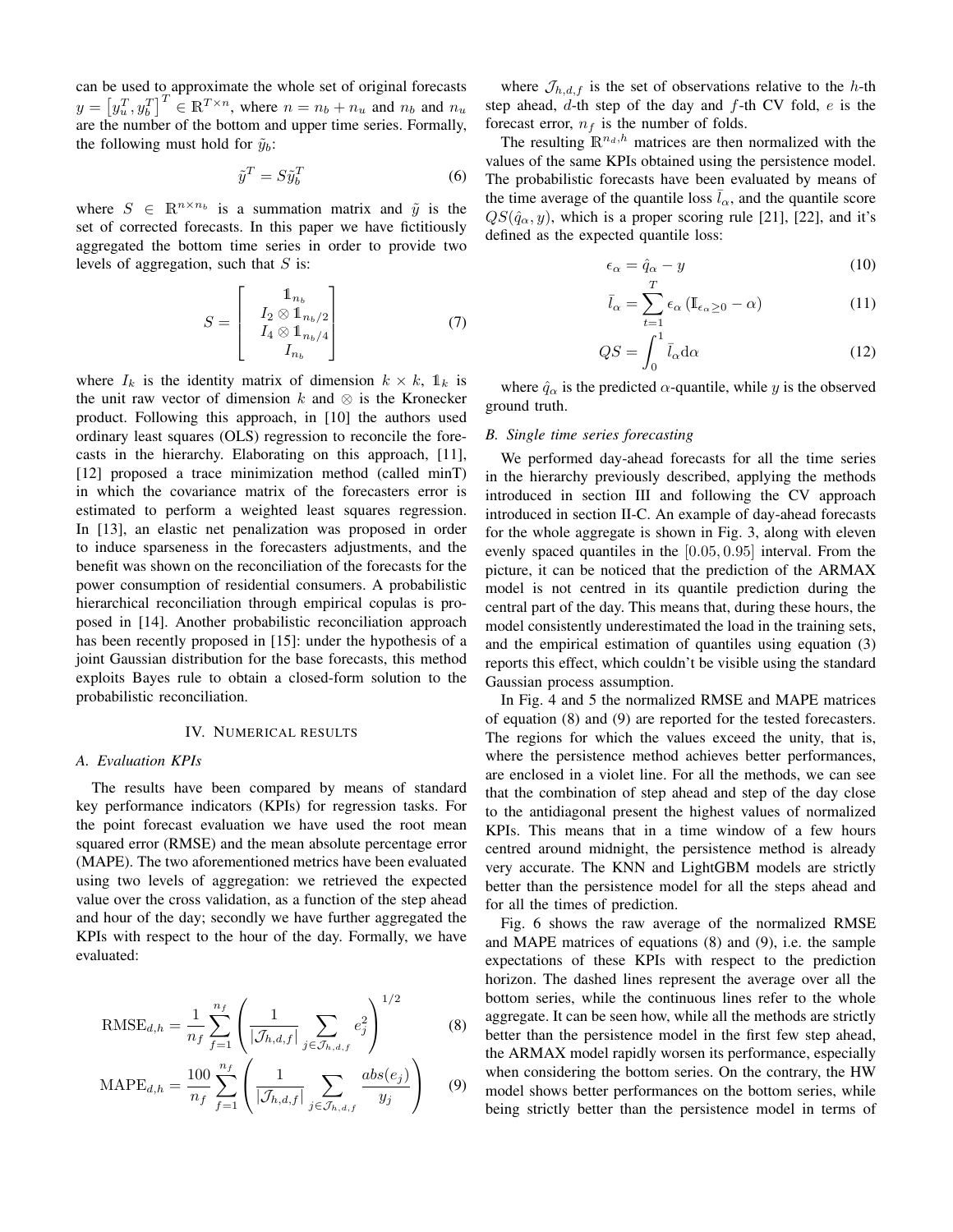can be used to approximate the whole set of original forecasts $y = \left[y_u^T, y_b^T\right]^T \in \mathbb{R}^{T\times n}$, where $n = n_b + n_u$ and $n_b$ and $n_u$ are the number of the bottom and upper time series. Formally, the following must hold for $\tilde{y}_b$:

$$\tilde{y}^T = S\tilde{y}_b^T \tag{6}$$

where $S \in \mathbb{R}^{n\times n_b}$ is a summation matrix and $\tilde{y}$ is the set of corrected forecasts. In this paper we have fictitiously aggregated the bottom time series in order to provide two levels of aggregation, such that $S$ is:

$$S = \begin{bmatrix} \mathbb{1}_{n_b} \\ I_2 \otimes \mathbb{1}_{n_b/2} \\ I_4 \otimes \mathbb{1}_{n_b/4} \\ I_{n_b} \end{bmatrix} \tag{7}$$

where $I_k$ is the identity matrix of dimension $k \times k$, $\mathbb{1}_k$ is the unit raw vector of dimension $k$ and $\otimes$ is the Kronecker product. Following this approach, in [10] the authors used ordinary least squares (OLS) regression to reconcile the forecasts in the hierarchy. Elaborating on this approach, [11], [12] proposed a trace minimization method (called minT) in which the covariance matrix of the forecasters error is estimated to perform a weighted least squares regression. In [13], an elastic net penalization was proposed in order to induce sparseness in the forecasters adjustments, and the benefit was shown on the reconciliation of the forecasts for the power consumption of residential consumers. A probabilistic hierarchical reconciliation through empirical copulas is proposed in [14]. Another probabilistic reconciliation approach has been recently proposed in [15]: under the hypothesis of a joint Gaussian distribution for the base forecasts, this method exploits Bayes rule to obtain a closed-form solution to the probabilistic reconciliation.

## IV. Numerical results

### A. Evaluation KPIs

The results have been compared by means of standard key performance indicators (KPIs) for regression tasks. For the point forecast evaluation we have used the root mean squared error (RMSE) and the mean absolute percentage error (MAPE). The two aforementioned metrics have been evaluated using two levels of aggregation: we retrieved the expected value over the cross validation, as a function of the step ahead and hour of the day; secondly we have further aggregated the KPIs with respect to the hour of the day. Formally, we have evaluated:

$$\text{RMSE}_{d,h} = \frac{1}{n_f}\sum_{f=1}^{n_f}\left(\frac{1}{|\mathcal{J}_{h,d,f}|}\sum_{j\in\mathcal{J}_{h,d,f}} e_j^2\right)^{1/2} \tag{8}$$

$$\text{MAPE}_{d,h} = \frac{100}{n_f}\sum_{f=1}^{n_f}\left(\frac{1}{|\mathcal{J}_{h,d,f}|}\sum_{j\in\mathcal{J}_{h,d,f}} \frac{abs(e_j)}{y_j}\right) \tag{9}$$

where $\mathcal{J}_{h,d,f}$ is the set of observations relative to the $h$-th step ahead, $d$-th step of the day and $f$-th CV fold, $e$ is the forecast error, $n_f$ is the number of folds.

The resulting $\mathbb{R}^{n_d,h}$ matrices are then normalized with the values of the same KPIs obtained using the persistence model. The probabilistic forecasts have been evaluated by means of the time average of the quantile loss $\bar{l}_\alpha$, and the quantile score $QS(\hat{q}_\alpha, y)$, which is a proper scoring rule [21], [22], and it's defined as the expected quantile loss:

$$\epsilon_\alpha = \hat{q}_\alpha - y \tag{10}$$

$$\bar{l}_\alpha = \sum_{t=1}^{T}\epsilon_\alpha\left(\mathbb{I}_{\epsilon_\alpha\geq 0} - \alpha\right) \tag{11}$$

$$QS = \int_0^1 \bar{l}_\alpha \mathrm{d}\alpha \tag{12}$$

where $\hat{q}_\alpha$ is the predicted $\alpha$-quantile, while $y$ is the observed ground truth.

### B. Single time series forecasting

We performed day-ahead forecasts for all the time series in the hierarchy previously described, applying the methods introduced in section III and following the CV approach introduced in section II-C. An example of day-ahead forecasts for the whole aggregate is shown in Fig. 3, along with eleven evenly spaced quantiles in the $[0.05, 0.95]$ interval. From the picture, it can be noticed that the prediction of the ARMAX model is not centred in its quantile prediction during the central part of the day. This means that, during these hours, the model consistently underestimated the load in the training sets, and the empirical estimation of quantiles using equation (3) reports this effect, which couldn't be visible using the standard Gaussian process assumption.

In Fig. 4 and 5 the normalized RMSE and MAPE matrices of equation (8) and (9) are reported for the tested forecasters. The regions for which the values exceed the unity, that is, where the persistence method achieves better performances, are enclosed in a violet line. For all the methods, we can see that the combination of step ahead and step of the day close to the antidiagonal present the highest values of normalized KPIs. This means that in a time window of a few hours centred around midnight, the persistence method is already very accurate. The KNN and LightGBM models are strictly better than the persistence model for all the steps ahead and for all the times of prediction.

Fig. 6 shows the raw average of the normalized RMSE and MAPE matrices of equations (8) and (9), i.e. the sample expectations of these KPIs with respect to the prediction horizon. The dashed lines represent the average over all the bottom series, while the continuous lines refer to the whole aggregate. It can be seen how, while all the methods are strictly better than the persistence model in the first few step ahead, the ARMAX model rapidly worsen its performance, especially when considering the bottom series. On the contrary, the HW model shows better performances on the bottom series, while being strictly better than the persistence model in terms of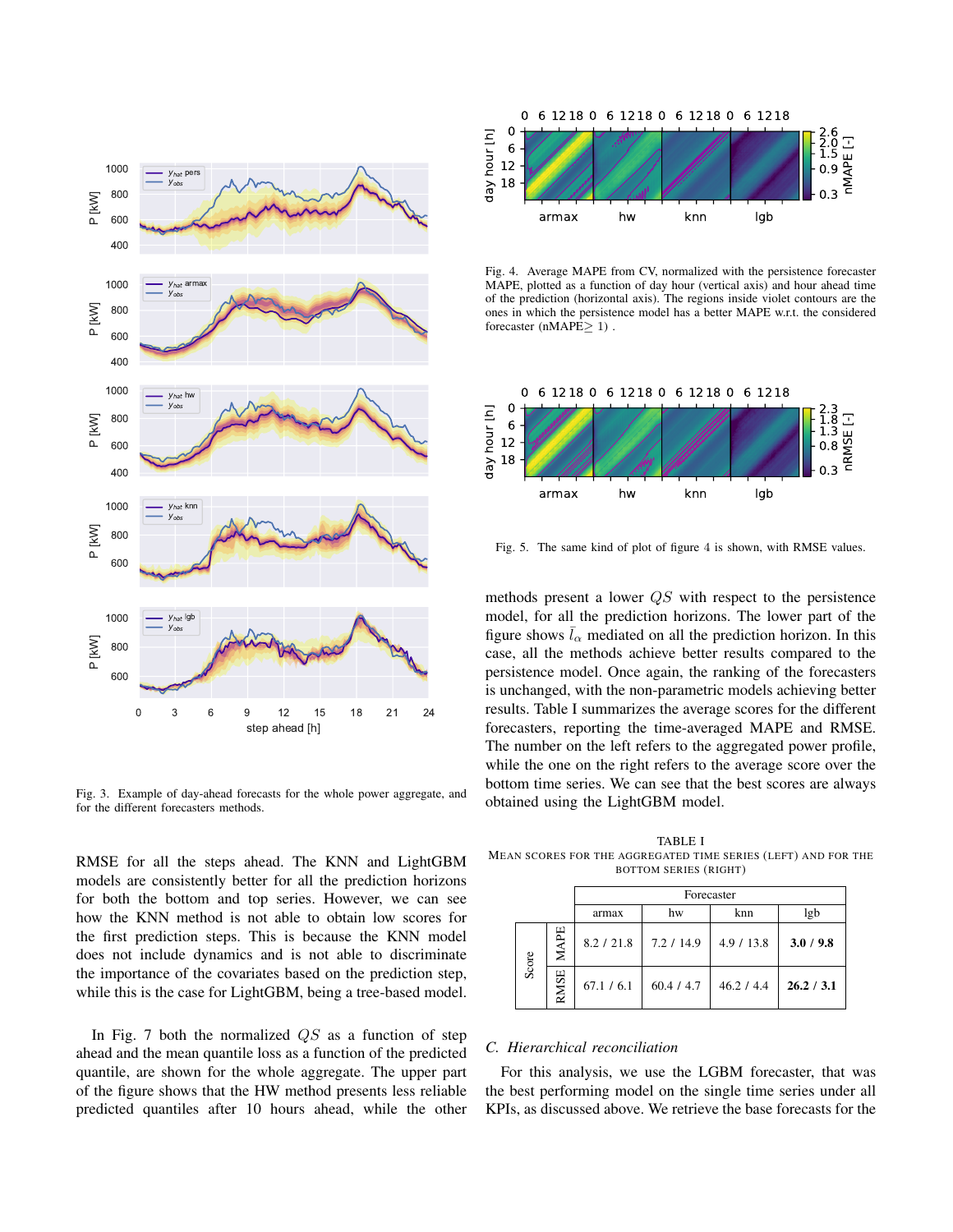Fig. 3. Example of day-ahead forecasts for the whole power aggregate, and for the different forecasters methods.

RMSE for all the steps ahead. The KNN and LightGBM models are consistently better for all the prediction horizons for both the bottom and top series. However, we can see how the KNN method is not able to obtain low scores for the first prediction steps. This is because the KNN model does not include dynamics and is not able to discriminate the importance of the covariates based on the prediction step, while this is the case for LightGBM, being a tree-based model.

In Fig. 7 both the normalized $QS$ as a function of step ahead and the mean quantile loss as a function of the predicted quantile, are shown for the whole aggregate. The upper part of the figure shows that the HW method presents less reliable predicted quantiles after 10 hours ahead, while the other

Fig. 4. Average MAPE from CV, normalized with the persistence forecaster MAPE, plotted as a function of day hour (vertical axis) and hour ahead time of the prediction (horizontal axis). The regions inside violet contours are the ones in which the persistence model has a better MAPE w.r.t. the considered forecaster (nMAPE≥ 1) .

Fig. 5. The same kind of plot of figure 4 is shown, with RMSE values.

methods present a lower $QS$ with respect to the persistence model, for all the prediction horizons. The lower part of the figure shows $\bar{l}_\alpha$ mediated on all the prediction horizon. In this case, all the methods achieve better results compared to the persistence model. Once again, the ranking of the forecasters is unchanged, with the non-parametric models achieving better results. Table I summarizes the average scores for the different forecasters, reporting the time-averaged MAPE and RMSE. The number on the left refers to the aggregated power profile, while the one on the right refers to the average score over the bottom time series. We can see that the best scores are always obtained using the LightGBM model.

TABLE I
MEAN SCORES FOR THE AGGREGATED TIME SERIES (LEFT) AND FOR THE BOTTOM SERIES (RIGHT)

| | | Forecaster | | | |
|---|---|---|---|---|---|
| | | armax | hw | knn | lgb |
| Score | MAPE | 8.2 / 21.8 | 7.2 / 14.9 | 4.9 / 13.8 | **3.0 / 9.8** |
| | RMSE | 67.1 / 6.1 | 60.4 / 4.7 | 46.2 / 4.4 | **26.2 / 3.1** |

### C. Hierarchical reconciliation

For this analysis, we use the LGBM forecaster, that was the best performing model on the single time series under all KPIs, as discussed above. We retrieve the base forecasts for the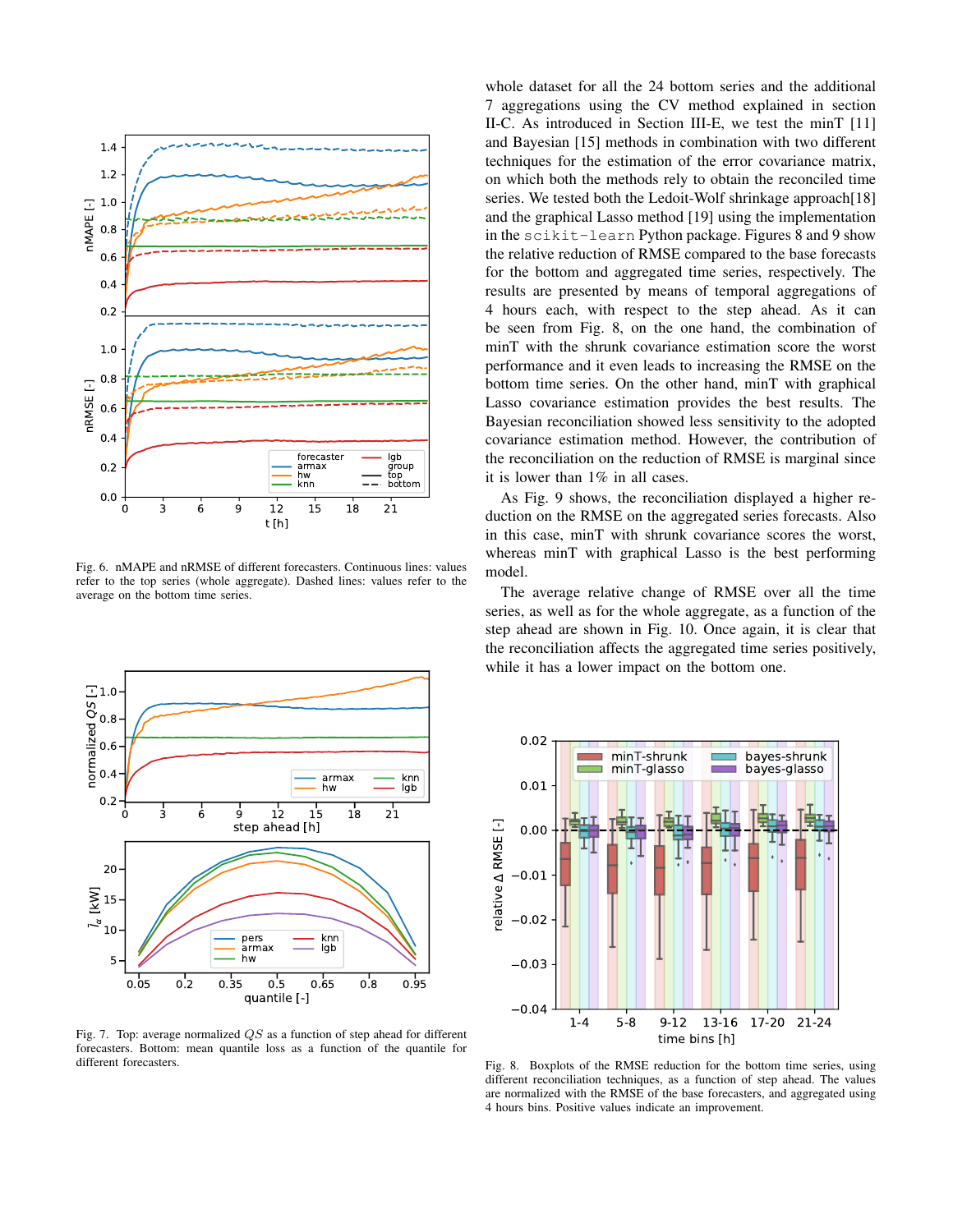Fig. 6. nMAPE and nRMSE of different forecasters. Continuous lines: values refer to the top series (whole aggregate). Dashed lines: values refer to the average on the bottom time series.

Fig. 7. Top: average normalized $QS$ as a function of step ahead for different forecasters. Bottom: mean quantile loss as a function of the quantile for different forecasters.

whole dataset for all the 24 bottom series and the additional 7 aggregations using the CV method explained in section II-C. As introduced in Section III-E, we test the minT [11] and Bayesian [15] methods in combination with two different techniques for the estimation of the error covariance matrix, on which both the methods rely to obtain the reconciled time series. We tested both the Ledoit-Wolf shrinkage approach[18] and the graphical Lasso method [19] using the implementation in the `scikit-learn` Python package. Figures 8 and 9 show the relative reduction of RMSE compared to the base forecasts for the bottom and aggregated time series, respectively. The results are presented by means of temporal aggregations of 4 hours each, with respect to the step ahead. As it can be seen from Fig. 8, on the one hand, the combination of minT with the shrunk covariance estimation score the worst performance and it even leads to increasing the RMSE on the bottom time series. On the other hand, minT with graphical Lasso covariance estimation provides the best results. The Bayesian reconciliation showed less sensitivity to the adopted covariance estimation method. However, the contribution of the reconciliation on the reduction of RMSE is marginal since it is lower than 1% in all cases.

As Fig. 9 shows, the reconciliation displayed a higher reduction on the RMSE on the aggregated series forecasts. Also in this case, minT with shrunk covariance scores the worst, whereas minT with graphical Lasso is the best performing model.

The average relative change of RMSE over all the time series, as well as for the whole aggregate, as a function of the step ahead are shown in Fig. 10. Once again, it is clear that the reconciliation affects the aggregated time series positively, while it has a lower impact on the bottom one.

Fig. 8. Boxplots of the RMSE reduction for the bottom time series, using different reconciliation techniques, as a function of step ahead. The values are normalized with the RMSE of the base forecasts, and aggregated using 4 hours bins. Positive values indicate an improvement.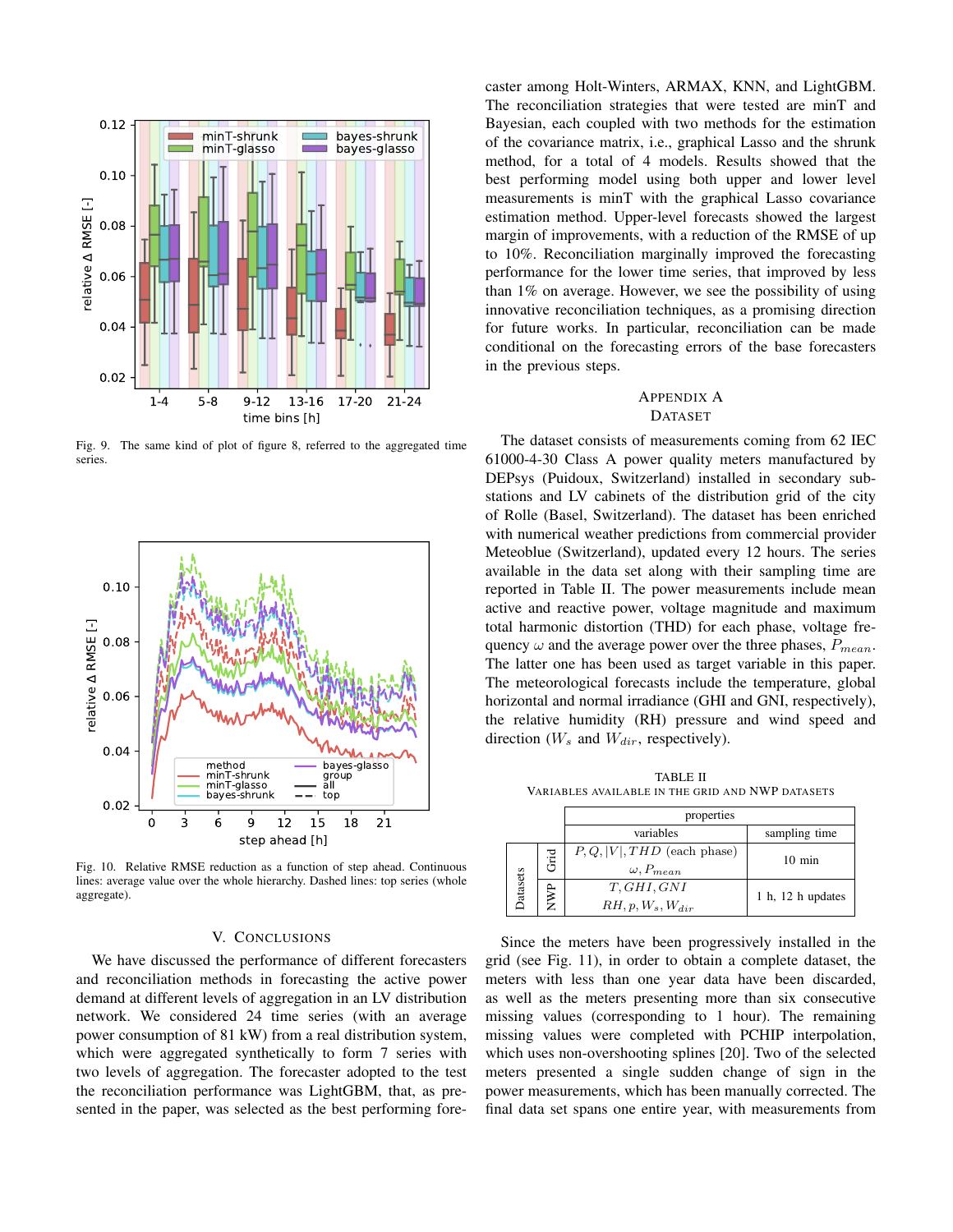Fig. 9. The same kind of plot of figure 8, referred to the aggregated time series.

Fig. 10. Relative RMSE reduction as a function of step ahead. Continuous lines: average value over the whole hierarchy. Dashed lines: top series (whole aggregate).

## V. Conclusions

We have discussed the performance of different forecasters and reconciliation methods in forecasting the active power demand at different levels of aggregation in an LV distribution network. We considered 24 time series (with an average power consumption of 81 kW) from a real distribution system, which were aggregated synthetically to form 7 series with two levels of aggregation. The forecaster adopted to the test the reconciliation performance was LightGBM, that, as presented in the paper, was selected as the best performing forecaster among Holt-Winters, ARMAX, KNN, and LightGBM. The reconciliation strategies that were tested are minT and Bayesian, each coupled with two methods for the estimation of the covariance matrix, i.e., graphical Lasso and the shrunk method, for a total of 4 models. Results showed that the best performing model using both upper and lower level measurements is minT with the graphical Lasso covariance estimation method. Upper-level forecasts showed the largest margin of improvements, with a reduction of the RMSE of up to 10%. Reconciliation marginally improved the forecasting performance for the lower time series, that improved by less than 1% on average. However, we see the possibility of using innovative reconciliation techniques, as a promising direction for future works. In particular, reconciliation can be made conditional on the forecasting errors of the base forecasters in the previous steps.

## Appendix A
## Dataset

The dataset consists of measurements coming from 62 IEC 61000-4-30 Class A power quality meters manufactured by DEPsys (Puidoux, Switzerland) installed in secondary substations and LV cabinets of the distribution grid of the city of Rolle (Basel, Switzerland). The dataset has been enriched with numerical weather predictions from commercial provider Meteoblue (Switzerland), updated every 12 hours. The series available in the data set along with their sampling time are reported in Table II. The power measurements include mean active and reactive power, voltage magnitude and maximum total harmonic distortion (THD) for each phase, voltage frequency $\omega$ and the average power over the three phases, $P_{mean}$. The latter one has been used as target variable in this paper. The meteorological forecasts include the temperature, global horizontal and normal irradiance (GHI and GNI, respectively), the relative humidity (RH) pressure and wind speed and direction ($W_s$ and $W_{dir}$, respectively).

TABLE II
Variables available in the grid and NWP datasets

| | | properties | |
|---|---|---|---|
| | | variables | sampling time |
| Datasets | Grid | $P, Q, \|V\|, THD$ (each phase) $\omega, P_{mean}$ | 10 min |
| | NWP | $T, GHI, GNI$ $RH, p, W_s, W_{dir}$ | 1 h, 12 h updates |

Since the meters have been progressively installed in the grid (see Fig. 11), in order to obtain a complete dataset, the meters with less than one year data have been discarded, as well as the meters presenting more than six consecutive missing values (corresponding to 1 hour). The remaining missing values were completed with PCHIP interpolation, which uses non-overshooting splines [20]. Two of the selected meters presented a single sudden change of sign in the power measurements, which has been manually corrected. The final data set spans one entire year, with measurements from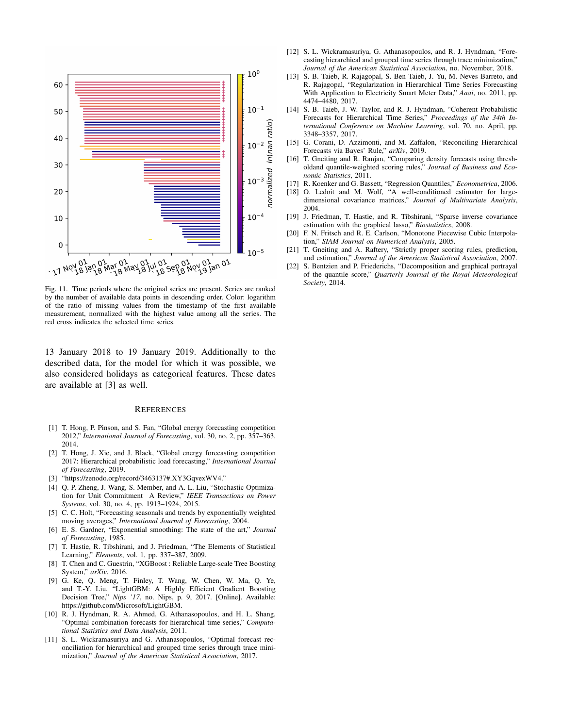60
50
40
30
20
10
0

`17 Nov 01
`18 Jan 01
`18 Mar 01
`18 May 01
`18 Jul 01
`18 Sep 01
`18 Nov 01
`19 Jan 01

$10^0$
$10^{-1}$
$10^{-2}$
$10^{-3}$
$10^{-4}$
$10^{-5}$

normalized ln(nan ratio)

Fig. 11. Time periods where the original series are present. Series are ranked by the number of available data points in descending order. Color: logarithm of the ratio of missing values from the timestamp of the first available measurement, normalized with the highest value among all the series. The red cross indicates the selected time series.

13 January 2018 to 19 January 2019. Additionally to the described data, for the model for which it was possible, we also considered holidays as categorical features. These dates are available at [3] as well.

## References

[1] T. Hong, P. Pinson, and S. Fan, "Global energy forecasting competition 2012," *International Journal of Forecasting*, vol. 30, no. 2, pp. 357–363, 2014.

[2] T. Hong, J. Xie, and J. Black, "Global energy forecasting competition 2017: Hierarchical probabilistic load forecasting," *International Journal of Forecasting*, 2019.

[3] "https://zenodo.org/record/3463137#.XY3GqvexWV4."

[4] Q. P. Zheng, J. Wang, S. Member, and A. L. Liu, "Stochastic Optimization for Unit Commitment A Review," *IEEE Transactions on Power Systems*, vol. 30, no. 4, pp. 1913–1924, 2015.

[5] C. C. Holt, "Forecasting seasonals and trends by exponentially weighted moving averages," *International Journal of Forecasting*, 2004.

[6] E. S. Gardner, "Exponential smoothing: The state of the art," *Journal of Forecasting*, 1985.

[7] T. Hastie, R. Tibshirani, and J. Friedman, "The Elements of Statistical Learning," *Elements*, vol. 1, pp. 337–387, 2009.

[8] T. Chen and C. Guestrin, "XGBoost : Reliable Large-scale Tree Boosting System," *arXiv*, 2016.

[9] G. Ke, Q. Meng, T. Finley, T. Wang, W. Chen, W. Ma, Q. Ye, and T.-Y. Liu, "LightGBM: A Highly Efficient Gradient Boosting Decision Tree," *Nips '17*, no. Nips, p. 9, 2017. [Online]. Available: https://github.com/Microsoft/LightGBM.

[10] R. J. Hyndman, R. A. Ahmed, G. Athanasopoulos, and H. L. Shang, "Optimal combination forecasts for hierarchical time series," *Computational Statistics and Data Analysis*, 2011.

[11] S. L. Wickramasuriya and G. Athanasopoulos, "Optimal forecast reconciliation for hierarchical and grouped time series through trace minimization," *Journal of the American Statistical Association*, 2017.

[12] S. L. Wickramasuriya, G. Athanasopoulos, and R. J. Hyndman, "Forecasting hierarchical and grouped time series through trace minimization," *Journal of the American Statistical Association*, no. November, 2018.

[13] S. B. Taieb, R. Rajagopal, S. Ben Taieb, J. Yu, M. Neves Barreto, and R. Rajagopal, "Regularization in Hierarchical Time Series Forecasting With Application to Electricity Smart Meter Data," *Aaai*, no. 2011, pp. 4474–4480, 2017.

[14] S. B. Taieb, J. W. Taylor, and R. J. Hyndman, "Coherent Probabilistic Forecasts for Hierarchical Time Series," *Proceedings of the 34th International Conference on Machine Learning*, vol. 70, no. April, pp. 3348–3357, 2017.

[15] G. Corani, D. Azzimonti, and M. Zaffalon, "Reconciling Hierarchical Forecasts via Bayes' Rule," *arXiv*, 2019.

[16] T. Gneiting and R. Ranjan, "Comparing density forecasts using threshoIdand quantile-weighted scoring rules," *Journal of Business and Economic Statistics*, 2011.

[17] R. Koenker and G. Bassett, "Regression Quantiles," *Econometrica*, 2006.

[18] O. Ledoit and M. Wolf, "A well-conditioned estimator for large-dimensional covariance matrices," *Journal of Multivariate Analysis*, 2004.

[19] J. Friedman, T. Hastie, and R. Tibshirani, "Sparse inverse covariance estimation with the graphical lasso," *Biostatistics*, 2008.

[20] F. N. Fritsch and R. E. Carlson, "Monotone Piecewise Cubic Interpolation," *SIAM Journal on Numerical Analysis*, 2005.

[21] T. Gneiting and A. Raftery, "Strictly proper scoring rules, prediction, and estimation," *Journal of the American Statistical Association*, 2007.

[22] S. Bentzien and P. Friederichs, "Decomposition and graphical portrayal of the quantile score," *Quarterly Journal of the Royal Meteorological Society*, 2014.